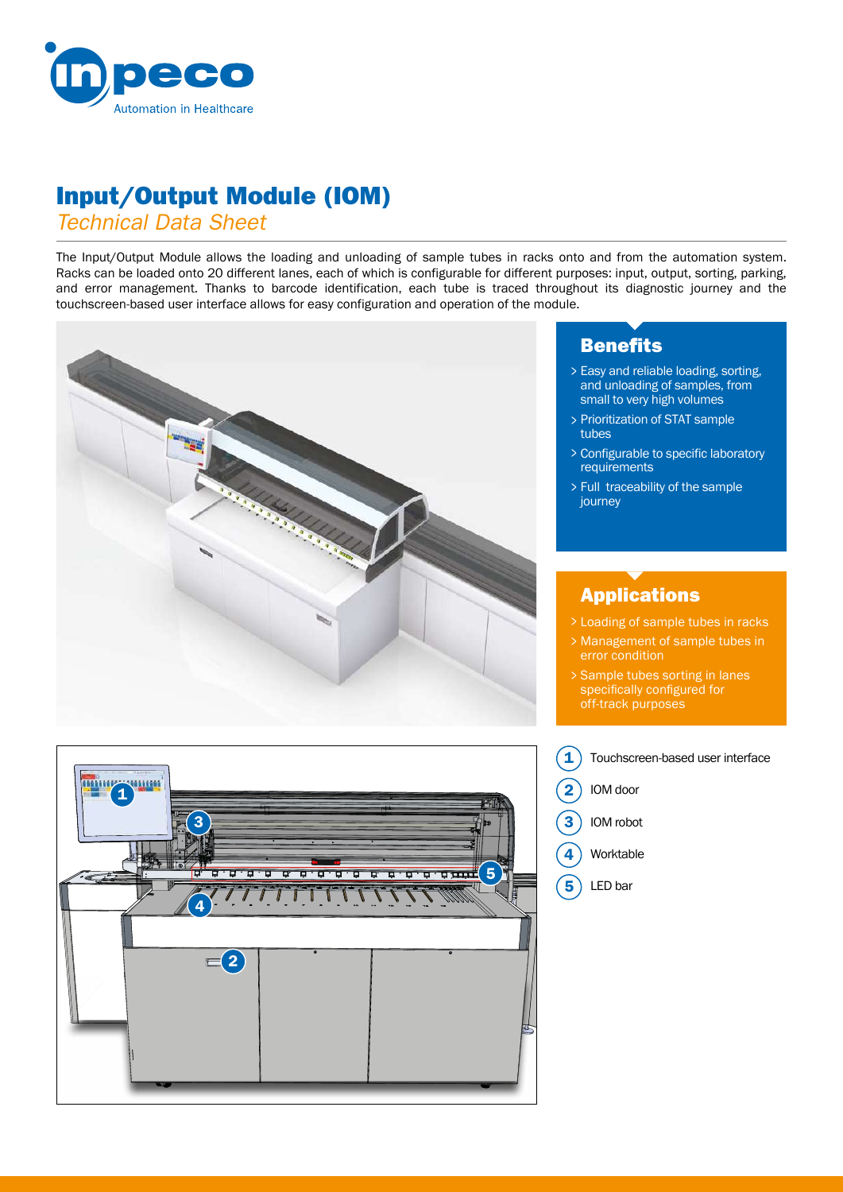# Input/Output Module (IOM)

*Technical Data Sheet*

The Input/Output Module allows the loading and unloading of sample tubes in racks onto and from the automation system. Racks can be loaded onto 20 different lanes, each of which is configurable for different purposes: input, output, sorting, parking, and error management. Thanks to barcode identification, each tube is traced throughout its diagnostic journey and the touchscreen-based user interface allows for easy configuration and operation of the module.

## Benefits

- Easy and reliable loading, sorting, and unloading of samples, from small to very high volumes
- Prioritization of STAT sample tubes
- Configurable to specific laboratory requirements
- Full traceability of the sample journey

## Applications

- Loading of sample tubes in racks
- Management of sample tubes in error condition
- Sample tubes sorting in lanes specifically configured for off-track purposes

1. Touchscreen-based user interface
2. IOM door
3. IOM robot
4. Worktable
5. LED bar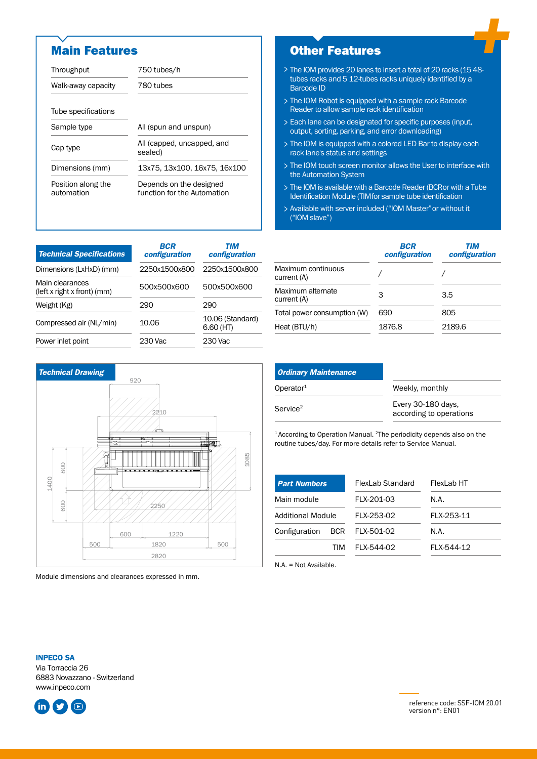## Main Features

| | |
|---|---|
| Throughput | 750 tubes/h |
| Walk-away capacity | 780 tubes |
| Tube specifications | |
| Sample type | All (spun and unspun) |
| Cap type | All (capped, uncapped, and sealed) |
| Dimensions (mm) | 13x75, 13x100, 16x75, 16x100 |
| Position along the automation | Depends on the designed function for the Automation |

## Other Features

- The IOM provides 20 lanes to insert a total of 20 racks (15 48-tubes racks and 5 12-tubes racks uniquely identified by a Barcode ID
- The IOM Robot is equipped with a sample rack Barcode Reader to allow sample rack identification
- Each lane can be designated for specific purposes (input, output, sorting, parking, and error downloading)
- The IOM is equipped with a colored LED Bar to display each rack lane's status and settings
- The IOM touch screen monitor allows the User to interface with the Automation System
- The IOM is available with a Barcode Reader (BCRor with a Tube Identification Module (TIMfor sample tube identification
- Available with server included ("IOM Master" or without it ("IOM slave")

| ***Technical Specifications*** | ***BCR configuration*** | ***TIM configuration*** |
|---|---|---|
| Dimensions (LxHxD) (mm) | 2250x1500x800 | 2250x1500x800 |
| Main clearances (left x right x front) (mm) | 500x500x600 | 500x500x600 |
| Weight (Kg) | 290 | 290 |
| Compressed air (NL/min) | 10.06 | 10.06 (Standard) 6.60 (HT) |
| Power inlet point | 230 Vac | 230 Vac |

| | ***BCR configuration*** | ***TIM configuration*** |
|---|---|---|
| Maximum continuous current (A) | / | / |
| Maximum alternate current (A) | 3 | 3.5 |
| Total power consumption (W) | 690 | 805 |
| Heat (BTU/h) | 1876.8 | 2189.6 |

***Technical Drawing***

920
2210
1085
1400
800
600
2250
600
1220
500
1820
500
2820

Module dimensions and clearances expressed in mm.

| ***Ordinary Maintenance*** | |
|---|---|
| Operator[1] | Weekly, monthly |
| Service[2] | Every 30-180 days, according to operations |

[1] According to Operation Manual. [2] The periodicity depends also on the routine tubes/day. For more details refer to Service Manual.

| ***Part Numbers*** | | FlexLab Standard | FlexLab HT |
|---|---|---|---|
| Main module | | FLX-201-03 | N.A. |
| Additional Module | | FLX-253-02 | FLX-253-11 |
| Configuration | BCR | FLX-501-02 | N.A. |
| | TIM | FLX-544-02 | FLX-544-12 |

N.A. = Not Available.

**INPECO SA**
Via Torraccia 26
6883 Novazzano - Switzerland
www.inpeco.com

reference code: SSF-IOM 20.01
version n°: EN01